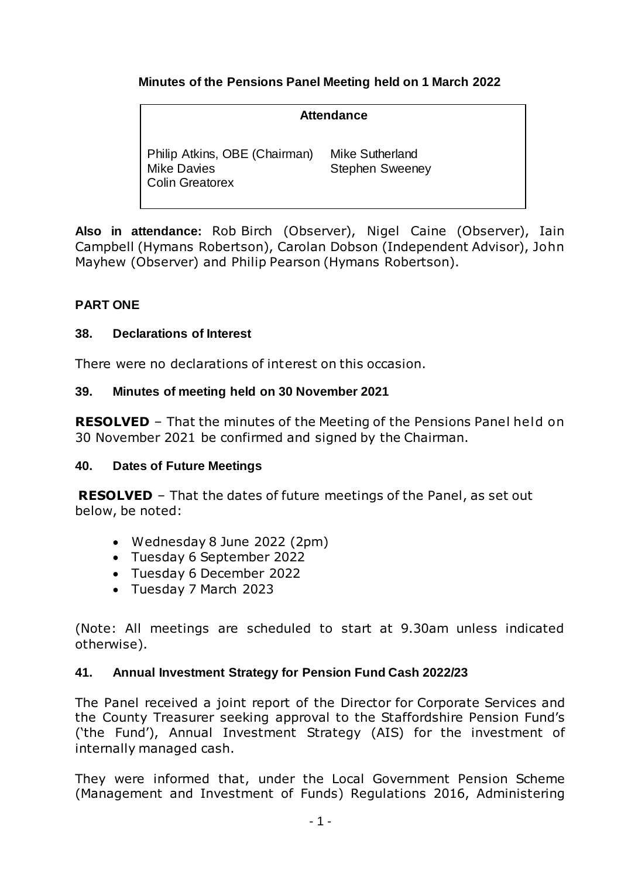**Minutes of the Pensions Panel Meeting held on 1 March 2022**

| Attendance | |
|---|---|
| Philip Atkins, OBE (Chairman) | Mike Sutherland |
| Mike Davies | Stephen Sweeney |
| Colin Greatorex | |

**Also in attendance:** Rob Birch (Observer), Nigel Caine (Observer), Iain Campbell (Hymans Robertson), Carolan Dobson (Independent Advisor), John Mayhew (Observer) and Philip Pearson (Hymans Robertson).

**PART ONE**

**38. Declarations of Interest**

There were no declarations of interest on this occasion.

**39. Minutes of meeting held on 30 November 2021**

**RESOLVED** – That the minutes of the Meeting of the Pensions Panel held on 30 November 2021 be confirmed and signed by the Chairman.

**40. Dates of Future Meetings**

**RESOLVED** – That the dates of future meetings of the Panel, as set out below, be noted:

- Wednesday 8 June 2022 (2pm)
- Tuesday 6 September 2022
- Tuesday 6 December 2022
- Tuesday 7 March 2023

(Note: All meetings are scheduled to start at 9.30am unless indicated otherwise).

**41. Annual Investment Strategy for Pension Fund Cash 2022/23**

The Panel received a joint report of the Director for Corporate Services and the County Treasurer seeking approval to the Staffordshire Pension Fund's ('the Fund'), Annual Investment Strategy (AIS) for the investment of internally managed cash.

They were informed that, under the Local Government Pension Scheme (Management and Investment of Funds) Regulations 2016, Administering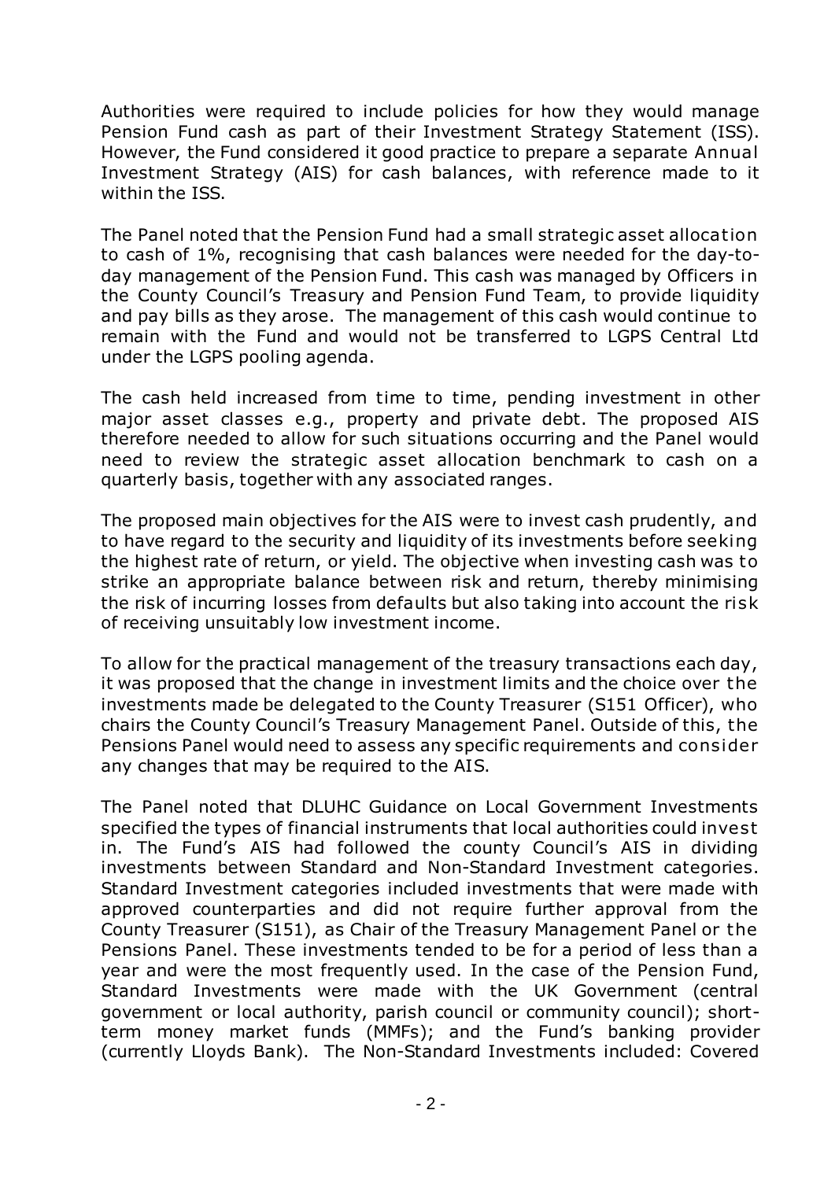Authorities were required to include policies for how they would manage Pension Fund cash as part of their Investment Strategy Statement (ISS). However, the Fund considered it good practice to prepare a separate Annual Investment Strategy (AIS) for cash balances, with reference made to it within the ISS.

The Panel noted that the Pension Fund had a small strategic asset allocation to cash of 1%, recognising that cash balances were needed for the day-to-day management of the Pension Fund. This cash was managed by Officers in the County Council's Treasury and Pension Fund Team, to provide liquidity and pay bills as they arose. The management of this cash would continue to remain with the Fund and would not be transferred to LGPS Central Ltd under the LGPS pooling agenda.

The cash held increased from time to time, pending investment in other major asset classes e.g., property and private debt. The proposed AIS therefore needed to allow for such situations occurring and the Panel would need to review the strategic asset allocation benchmark to cash on a quarterly basis, together with any associated ranges.

The proposed main objectives for the AIS were to invest cash prudently, and to have regard to the security and liquidity of its investments before seeking the highest rate of return, or yield. The objective when investing cash was to strike an appropriate balance between risk and return, thereby minimising the risk of incurring losses from defaults but also taking into account the risk of receiving unsuitably low investment income.

To allow for the practical management of the treasury transactions each day, it was proposed that the change in investment limits and the choice over the investments made be delegated to the County Treasurer (S151 Officer), who chairs the County Council's Treasury Management Panel. Outside of this, the Pensions Panel would need to assess any specific requirements and consider any changes that may be required to the AIS.

The Panel noted that DLUHC Guidance on Local Government Investments specified the types of financial instruments that local authorities could invest in. The Fund's AIS had followed the county Council's AIS in dividing investments between Standard and Non-Standard Investment categories. Standard Investment categories included investments that were made with approved counterparties and did not require further approval from the County Treasurer (S151), as Chair of the Treasury Management Panel or the Pensions Panel. These investments tended to be for a period of less than a year and were the most frequently used. In the case of the Pension Fund, Standard Investments were made with the UK Government (central government or local authority, parish council or community council); short-term money market funds (MMFs); and the Fund's banking provider (currently Lloyds Bank). The Non-Standard Investments included: Covered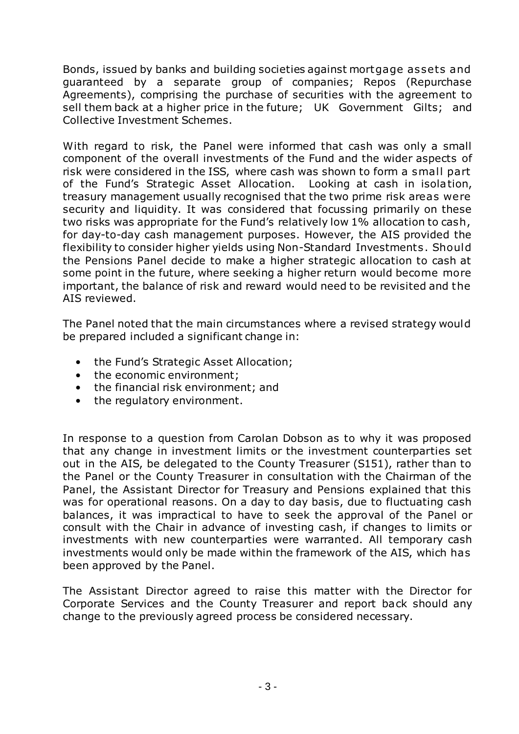Bonds, issued by banks and building societies against mortgage assets and guaranteed by a separate group of companies; Repos (Repurchase Agreements), comprising the purchase of securities with the agreement to sell them back at a higher price in the future; UK Government Gilts; and Collective Investment Schemes.

With regard to risk, the Panel were informed that cash was only a small component of the overall investments of the Fund and the wider aspects of risk were considered in the ISS, where cash was shown to form a small part of the Fund's Strategic Asset Allocation. Looking at cash in isolation, treasury management usually recognised that the two prime risk areas were security and liquidity. It was considered that focussing primarily on these two risks was appropriate for the Fund's relatively low 1% allocation to cash, for day-to-day cash management purposes. However, the AIS provided the flexibility to consider higher yields using Non-Standard Investments. Should the Pensions Panel decide to make a higher strategic allocation to cash at some point in the future, where seeking a higher return would become more important, the balance of risk and reward would need to be revisited and the AIS reviewed.

The Panel noted that the main circumstances where a revised strategy would be prepared included a significant change in:

- the Fund's Strategic Asset Allocation;
- the economic environment;
- the financial risk environment; and
- the regulatory environment.

In response to a question from Carolan Dobson as to why it was proposed that any change in investment limits or the investment counterparties set out in the AIS, be delegated to the County Treasurer (S151), rather than to the Panel or the County Treasurer in consultation with the Chairman of the Panel, the Assistant Director for Treasury and Pensions explained that this was for operational reasons. On a day to day basis, due to fluctuating cash balances, it was impractical to have to seek the approval of the Panel or consult with the Chair in advance of investing cash, if changes to limits or investments with new counterparties were warranted. All temporary cash investments would only be made within the framework of the AIS, which has been approved by the Panel.

The Assistant Director agreed to raise this matter with the Director for Corporate Services and the County Treasurer and report back should any change to the previously agreed process be considered necessary.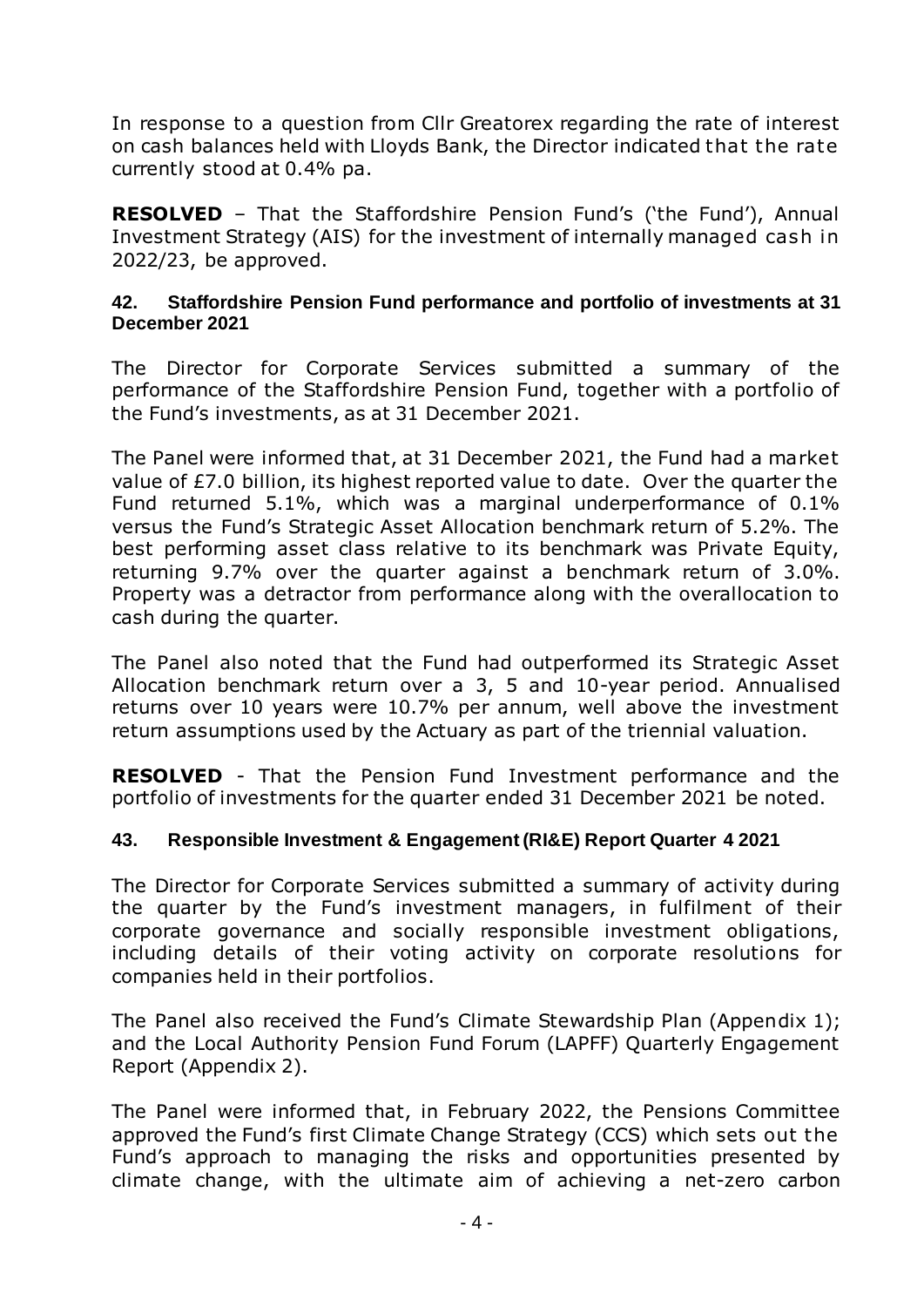In response to a question from Cllr Greatorex regarding the rate of interest on cash balances held with Lloyds Bank, the Director indicated that the rate currently stood at 0.4% pa.

**RESOLVED** – That the Staffordshire Pension Fund's ('the Fund'), Annual Investment Strategy (AIS) for the investment of internally managed cash in 2022/23, be approved.

### 42. Staffordshire Pension Fund performance and portfolio of investments at 31 December 2021

The Director for Corporate Services submitted a summary of the performance of the Staffordshire Pension Fund, together with a portfolio of the Fund's investments, as at 31 December 2021.

The Panel were informed that, at 31 December 2021, the Fund had a market value of £7.0 billion, its highest reported value to date. Over the quarter the Fund returned 5.1%, which was a marginal underperformance of 0.1% versus the Fund's Strategic Asset Allocation benchmark return of 5.2%. The best performing asset class relative to its benchmark was Private Equity, returning 9.7% over the quarter against a benchmark return of 3.0%. Property was a detractor from performance along with the overallocation to cash during the quarter.

The Panel also noted that the Fund had outperformed its Strategic Asset Allocation benchmark return over a 3, 5 and 10-year period. Annualised returns over 10 years were 10.7% per annum, well above the investment return assumptions used by the Actuary as part of the triennial valuation.

**RESOLVED** - That the Pension Fund Investment performance and the portfolio of investments for the quarter ended 31 December 2021 be noted.

### 43. Responsible Investment & Engagement (RI&E) Report Quarter 4 2021

The Director for Corporate Services submitted a summary of activity during the quarter by the Fund's investment managers, in fulfilment of their corporate governance and socially responsible investment obligations, including details of their voting activity on corporate resolutions for companies held in their portfolios.

The Panel also received the Fund's Climate Stewardship Plan (Appendix 1); and the Local Authority Pension Fund Forum (LAPFF) Quarterly Engagement Report (Appendix 2).

The Panel were informed that, in February 2022, the Pensions Committee approved the Fund's first Climate Change Strategy (CCS) which sets out the Fund's approach to managing the risks and opportunities presented by climate change, with the ultimate aim of achieving a net-zero carbon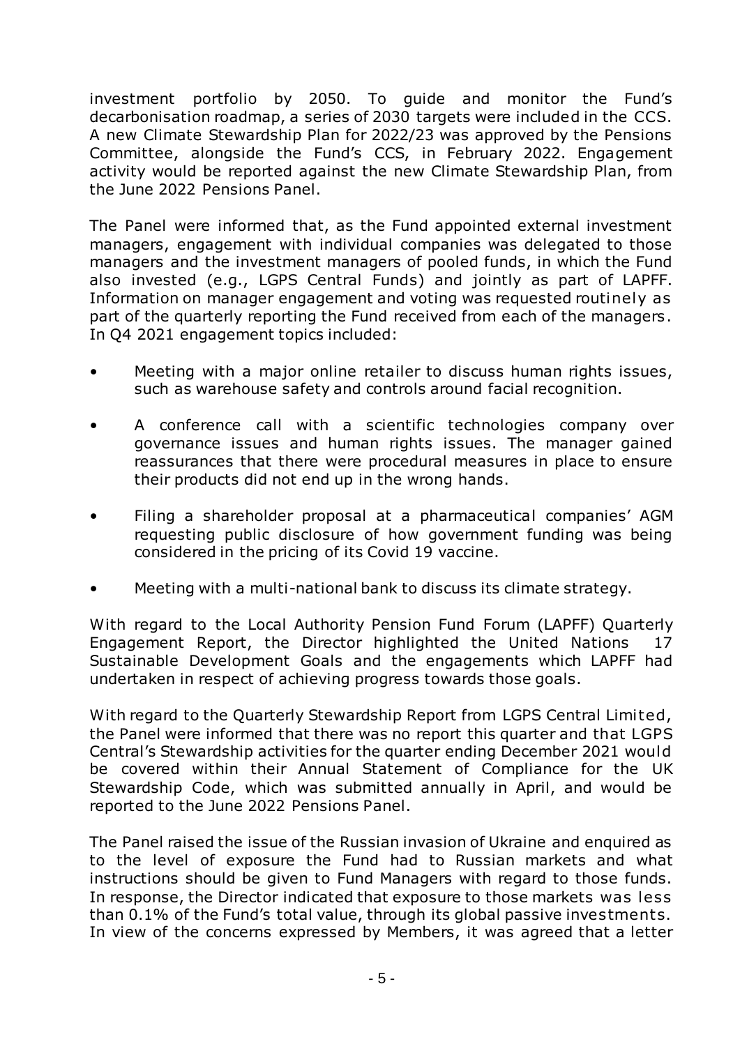investment portfolio by 2050. To guide and monitor the Fund's decarbonisation roadmap, a series of 2030 targets were included in the CCS. A new Climate Stewardship Plan for 2022/23 was approved by the Pensions Committee, alongside the Fund's CCS, in February 2022. Engagement activity would be reported against the new Climate Stewardship Plan, from the June 2022 Pensions Panel.

The Panel were informed that, as the Fund appointed external investment managers, engagement with individual companies was delegated to those managers and the investment managers of pooled funds, in which the Fund also invested (e.g., LGPS Central Funds) and jointly as part of LAPFF. Information on manager engagement and voting was requested routinely as part of the quarterly reporting the Fund received from each of the managers. In Q4 2021 engagement topics included:

- Meeting with a major online retailer to discuss human rights issues, such as warehouse safety and controls around facial recognition.
- A conference call with a scientific technologies company over governance issues and human rights issues. The manager gained reassurances that there were procedural measures in place to ensure their products did not end up in the wrong hands.
- Filing a shareholder proposal at a pharmaceutical companies' AGM requesting public disclosure of how government funding was being considered in the pricing of its Covid 19 vaccine.
- Meeting with a multi-national bank to discuss its climate strategy.

With regard to the Local Authority Pension Fund Forum (LAPFF) Quarterly Engagement Report, the Director highlighted the United Nations 17 Sustainable Development Goals and the engagements which LAPFF had undertaken in respect of achieving progress towards those goals.

With regard to the Quarterly Stewardship Report from LGPS Central Limited, the Panel were informed that there was no report this quarter and that LGPS Central's Stewardship activities for the quarter ending December 2021 would be covered within their Annual Statement of Compliance for the UK Stewardship Code, which was submitted annually in April, and would be reported to the June 2022 Pensions Panel.

The Panel raised the issue of the Russian invasion of Ukraine and enquired as to the level of exposure the Fund had to Russian markets and what instructions should be given to Fund Managers with regard to those funds. In response, the Director indicated that exposure to those markets was less than 0.1% of the Fund's total value, through its global passive investments. In view of the concerns expressed by Members, it was agreed that a letter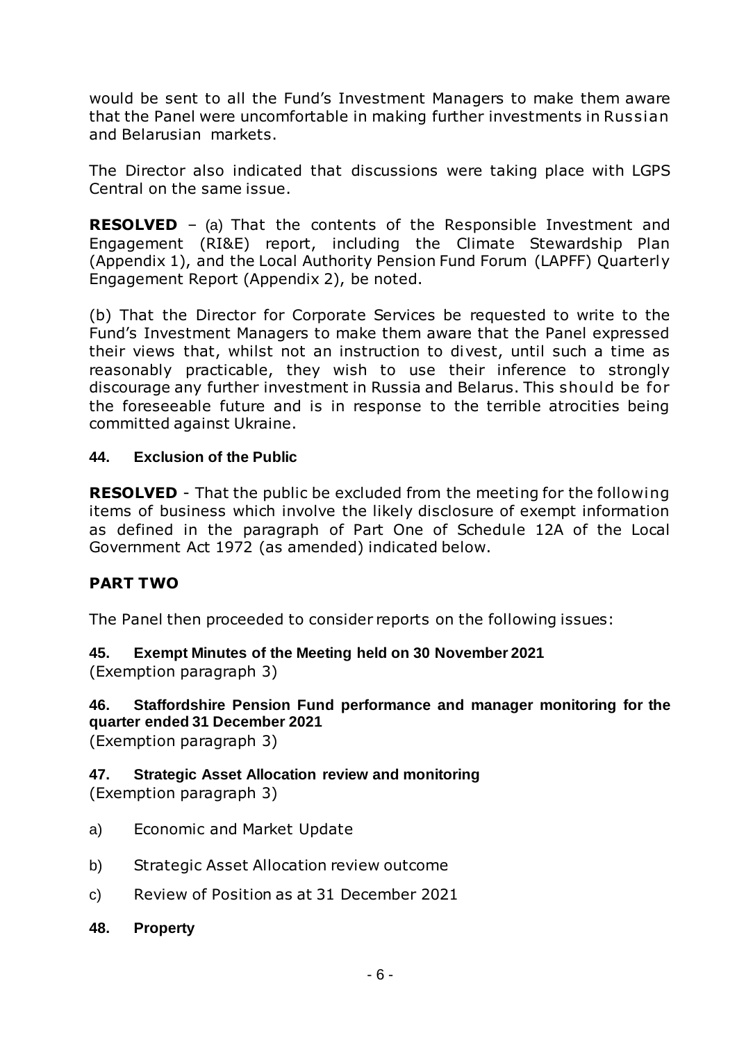would be sent to all the Fund's Investment Managers to make them aware that the Panel were uncomfortable in making further investments in Russian and Belarusian markets.

The Director also indicated that discussions were taking place with LGPS Central on the same issue.

**RESOLVED** – (a) That the contents of the Responsible Investment and Engagement (RI&E) report, including the Climate Stewardship Plan (Appendix 1), and the Local Authority Pension Fund Forum (LAPFF) Quarterly Engagement Report (Appendix 2), be noted.

(b) That the Director for Corporate Services be requested to write to the Fund's Investment Managers to make them aware that the Panel expressed their views that, whilst not an instruction to divest, until such a time as reasonably practicable, they wish to use their inference to strongly discourage any further investment in Russia and Belarus. This should be for the foreseeable future and is in response to the terrible atrocities being committed against Ukraine.

#### 44. Exclusion of the Public

**RESOLVED** - That the public be excluded from the meeting for the following items of business which involve the likely disclosure of exempt information as defined in the paragraph of Part One of Schedule 12A of the Local Government Act 1972 (as amended) indicated below.

### PART TWO

The Panel then proceeded to consider reports on the following issues:

#### 45. Exempt Minutes of the Meeting held on 30 November 2021

(Exemption paragraph 3)

#### 46. Staffordshire Pension Fund performance and manager monitoring for the quarter ended 31 December 2021

(Exemption paragraph 3)

#### 47. Strategic Asset Allocation review and monitoring

(Exemption paragraph 3)

a) Economic and Market Update

b) Strategic Asset Allocation review outcome

c) Review of Position as at 31 December 2021

#### 48. Property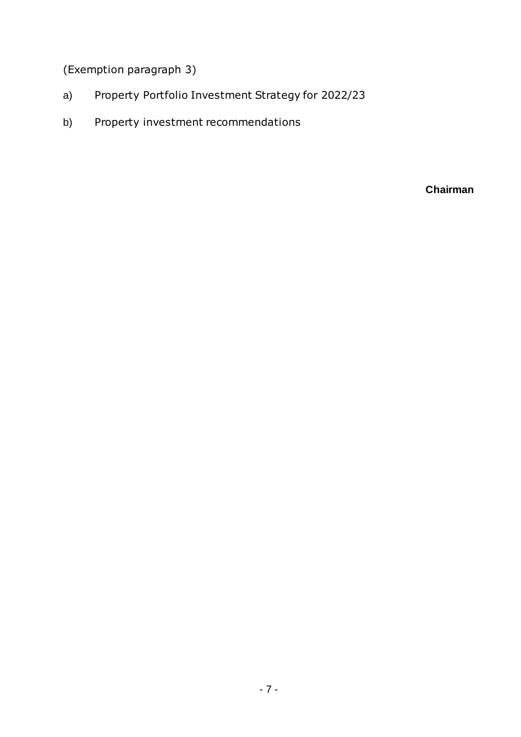(Exemption paragraph 3)

a) Property Portfolio Investment Strategy for 2022/23

b) Property investment recommendations

**Chairman**